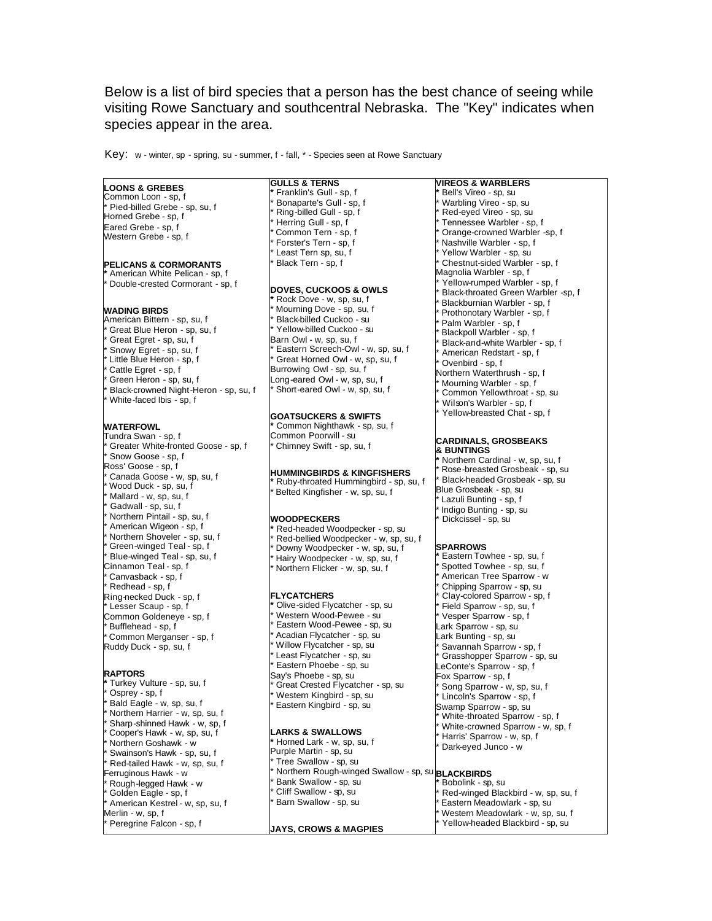Below is a list of bird species that a person has the best chance of seeing while visiting Rowe Sanctuary and southcentral Nebraska. The "Key" indicates when species appear in the area.

Key: w - winter, sp - spring, su - summer, f - fall, * - Species seen at Rowe Sanctuary

**LOONS & GREBES**

Common Loon - sp, f
* Pied-billed Grebe - sp, su, f
Horned Grebe - sp, f
Eared Grebe - sp, f
Western Grebe - sp, f

**PELICANS & CORMORANTS**

* American White Pelican - sp, f
* Double-crested Cormorant - sp, f

**WADING BIRDS**

American Bittern - sp, su, f
* Great Blue Heron - sp, su, f
* Great Egret - sp, su, f
* Snowy Egret - sp, su, f
* Little Blue Heron - sp, f
* Cattle Egret - sp, f
* Green Heron - sp, su, f
* Black-crowned Night-Heron - sp, su, f
* White-faced Ibis - sp, f

**WATERFOWL**

Tundra Swan - sp, f
* Greater White-fronted Goose - sp, f
* Snow Goose - sp, f
Ross' Goose - sp, f
* Canada Goose - w, sp, su, f
* Wood Duck - sp, su, f
* Mallard - w, sp, su, f
* Gadwall - sp, su, f
* Northern Pintail - sp, su, f
* American Wigeon - sp, f
* Northern Shoveler - sp, su, f
* Green-winged Teal - sp, f
* Blue-winged Teal - sp, su, f
Cinnamon Teal - sp, f
* Canvasback - sp, f
* Redhead - sp, f
Ring-necked Duck - sp, f
* Lesser Scaup - sp, f
Common Goldeneye - sp, f
* Bufflehead - sp, f
* Common Merganser - sp, f
Ruddy Duck - sp, su, f

**RAPTORS**

* Turkey Vulture - sp, su, f
* Osprey - sp, f
* Bald Eagle - w, sp, su, f
* Northern Harrier - w, sp, su, f
* Sharp-shinned Hawk - w, sp, f
* Cooper's Hawk - w, sp, su, f
* Northern Goshawk - w
* Swainson's Hawk - sp, su, f
* Red-tailed Hawk - w, sp, su, f
Ferruginous Hawk - w
* Rough-legged Hawk - w
* Golden Eagle - sp, f
* American Kestrel - w, sp, su, f
Merlin - w, sp, f
* Peregrine Falcon - sp, f

**GULLS & TERNS**

* Franklin's Gull - sp, f
* Bonaparte's Gull - sp, f
* Ring-billed Gull - sp, f
* Herring Gull - sp, f
* Common Tern - sp, f
* Forster's Tern - sp, f
* Least Tern sp, su, f
* Black Tern - sp, f

**DOVES, CUCKOOS & OWLS**

* Rock Dove - w, sp, su, f
* Mourning Dove - sp, su, f
* Black-billed Cuckoo - su
* Yellow-billed Cuckoo - su
Barn Owl - w, sp, su, f
* Eastern Screech-Owl - w, sp, su, f
* Great Horned Owl - w, sp, su, f
Burrowing Owl - sp, su, f
Long-eared Owl - w, sp, su, f
* Short-eared Owl - w, sp, su, f

**GOATSUCKERS & SWIFTS**

* Common Nighthawk - sp, su, f
Common Poorwill - su
* Chimney Swift - sp, su, f

**HUMMINGBIRDS & KINGFISHERS**

* Ruby-throated Hummingbird - sp, su, f
* Belted Kingfisher - w, sp, su, f

**WOODPECKERS**

* Red-headed Woodpecker - sp, su
* Red-bellied Woodpecker - w, sp, su, f
* Downy Woodpecker - w, sp, su, f
* Hairy Woodpecker - w, sp, su, f
* Northern Flicker - w, sp, su, f

**FLYCATCHERS**

* Olive-sided Flycatcher - sp, su
* Western Wood-Pewee - su
* Eastern Wood-Pewee - sp, su
* Acadian Flycatcher - sp, su
* Willow Flycatcher - sp, su
* Least Flycatcher - sp, su
* Eastern Phoebe - sp, su
Say's Phoebe - sp, su
* Great Crested Flycatcher - sp, su
* Western Kingbird - sp, su
* Eastern Kingbird - sp, su

**LARKS & SWALLOWS**

* Horned Lark - w, sp, su, f
Purple Martin - sp, su
* Tree Swallow - sp, su
* Northern Rough-winged Swallow - sp, su
* Bank Swallow - sp, su
* Cliff Swallow - sp, su
* Barn Swallow - sp, su

**JAYS, CROWS & MAGPIES**

**VIREOS & WARBLERS**

* Bell's Vireo - sp, su
* Warbling Vireo - sp, su
* Red-eyed Vireo - sp, su
* Tennessee Warbler - sp, f
* Orange-crowned Warbler -sp, f
* Nashville Warbler - sp, f
* Yellow Warbler - sp, su
* Chestnut-sided Warbler - sp, f
Magnolia Warbler - sp, f
* Yellow-rumped Warbler - sp, f
* Black-throated Green Warbler -sp, f
* Blackburnian Warbler - sp, f
* Prothonotary Warbler - sp, f
* Palm Warbler - sp, f
* Blackpoll Warbler - sp, f
* Black-and-white Warbler - sp, f
* American Redstart - sp, f
* Ovenbird - sp, f
Northern Waterthrush - sp, f
* Mourning Warbler - sp, f
* Common Yellowthroat - sp, su
* Wilson's Warbler - sp, f
* Yellow-breasted Chat - sp, f

**CARDINALS, GROSBEAKS & BUNTINGS**

* Northern Cardinal - w, sp, su, f
* Rose-breasted Grosbeak - sp, su
* Black-headed Grosbeak - sp, su
Blue Grosbeak - sp, su
* Lazuli Bunting - sp, f
* Indigo Bunting - sp, su
* Dickcissel - sp, su

**SPARROWS**

* Eastern Towhee - sp, su, f
* Spotted Towhee - sp, su, f
* American Tree Sparrow - w
* Chipping Sparrow - sp, su
* Clay-colored Sparrow - sp, f
* Field Sparrow - sp, su, f
* Vesper Sparrow - sp, f
Lark Sparrow - sp, su
Lark Bunting - sp, su
* Savannah Sparrow - sp, f
* Grasshopper Sparrow - sp, su
LeConte's Sparrow - sp, f
Fox Sparrow - sp, f
* Song Sparrow - w, sp, su, f
* Lincoln's Sparrow - sp, f
Swamp Sparrow - sp, su
* White-throated Sparrow - sp, f
* White-crowned Sparrow - w, sp, f
* Harris' Sparrow - w, sp, f
* Dark-eyed Junco - w

**BLACKBIRDS**

* Bobolink - sp, su
* Red-winged Blackbird - w, sp, su, f
* Eastern Meadowlark - sp, su
* Western Meadowlark - w, sp, su, f
* Yellow-headed Blackbird - sp, su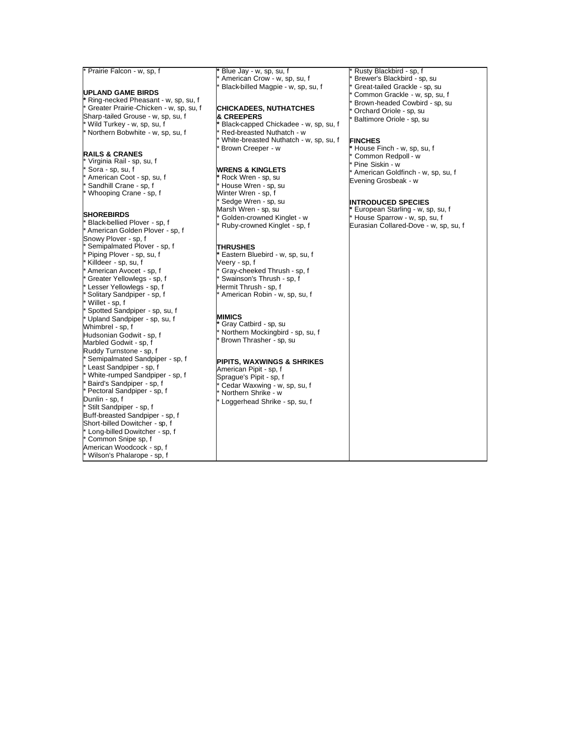* Prairie Falcon - w, sp, f

**UPLAND GAME BIRDS**

* Ring-necked Pheasant - w, sp, su, f
* Greater Prairie-Chicken - w, sp, su, f

Sharp-tailed Grouse - w, sp, su, f

* Wild Turkey - w, sp, su, f
* Northern Bobwhite - w, sp, su, f

**RAILS & CRANES**

* Virginia Rail - sp, su, f
* Sora - sp, su, f
* American Coot - sp, su, f
* Sandhill Crane - sp, f
* Whooping Crane - sp, f

**SHOREBIRDS**

* Black-bellied Plover - sp, f
* American Golden Plover - sp, f

Snowy Plover - sp, f

* Semipalmated Plover - sp, f
* Piping Plover - sp, su, f
* Killdeer - sp, su, f
* American Avocet - sp, f
* Greater Yellowlegs - sp, f
* Lesser Yellowlegs - sp, f
* Solitary Sandpiper - sp, f
* Willet - sp, f
* Spotted Sandpiper - sp, su, f
* Upland Sandpiper - sp, su, f

Whimbrel - sp, f
Hudsonian Godwit - sp, f
Marbled Godwit - sp, f
Ruddy Turnstone - sp, f

* Semipalmated Sandpiper - sp, f
* Least Sandpiper - sp, f
* White-rumped Sandpiper - sp, f
* Baird's Sandpiper - sp, f
* Pectoral Sandpiper - sp, f

Dunlin - sp, f

* Stilt Sandpiper - sp, f

Buff-breasted Sandpiper - sp, f
Short-billed Dowitcher - sp, f

* Long-billed Dowitcher - sp, f
* Common Snipe sp, f

American Woodcock - sp, f

* Wilson's Phalarope - sp, f

* Blue Jay - w, sp, su, f
* American Crow - w, sp, su, f
* Black-billed Magpie - w, sp, su, f

**CHICKADEES, NUTHATCHES & CREEPERS**

* Black-capped Chickadee - w, sp, su, f
* Red-breasted Nuthatch - w
* White-breasted Nuthatch - w, sp, su, f
* Brown Creeper - w

**WRENS & KINGLETS**

* Rock Wren - sp, su
* House Wren - sp, su

Winter Wren - sp, f

* Sedge Wren - sp, su

Marsh Wren - sp, su

* Golden-crowned Kinglet - w
* Ruby-crowned Kinglet - sp, f

**THRUSHES**

* Eastern Bluebird - w, sp, su, f

Veery - sp, f

* Gray-cheeked Thrush - sp, f
* Swainson's Thrush - sp, f

Hermit Thrush - sp, f

* American Robin - w, sp, su, f

**MIMICS**

* Gray Catbird - sp, su
* Northern Mockingbird - sp, su, f
* Brown Thrasher - sp, su

**PIPITS, WAXWINGS & SHRIKES**

American Pipit - sp, f
Sprague's Pipit - sp, f

* Cedar Waxwing - w, sp, su, f
* Northern Shrike - w
* Loggerhead Shrike - sp, su, f

* Rusty Blackbird - sp, f
* Brewer's Blackbird - sp, su
* Great-tailed Grackle - sp, su
* Common Grackle - w, sp, su, f
* Brown-headed Cowbird - sp, su
* Orchard Oriole - sp, su
* Baltimore Oriole - sp, su

**FINCHES**

* House Finch - w, sp, su, f
* Common Redpoll - w
* Pine Siskin - w
* American Goldfinch - w, sp, su, f

Evening Grosbeak - w

**INTRODUCED SPECIES**

* European Starling - w, sp, su, f
* House Sparrow - w, sp, su, f

Eurasian Collared-Dove - w, sp, su, f